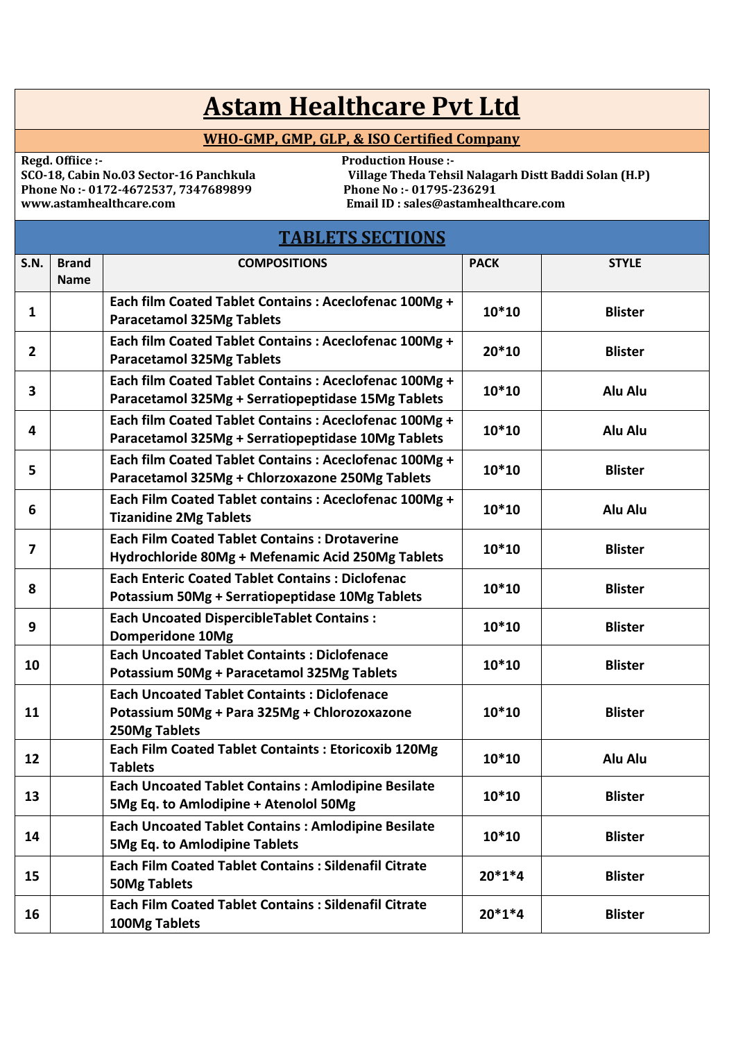# Astam Healthcare Pvt Ltd

## WHO-GMP, GMP, GLP, & ISO Certified Company

**Regd. Offiice :-**
**SCO-18, Cabin No.03 Sector-16 Panchkula**
**Phone No :- 0172-4672537, 7347689899**
**www.astamhealthcare.com**

**Production House :-**
**Village Theda Tehsil Nalagarh Distt Baddi Solan (H.P)**
**Phone No :- 01795-236291**
**Email ID : sales@astamhealthcare.com**

## TABLETS SECTIONS

| S.N. | Brand Name | COMPOSITIONS | PACK | STYLE |
|---|---|---|---|---|
| 1 | | Each film Coated Tablet Contains : Aceclofenac 100Mg + Paracetamol 325Mg Tablets | 10*10 | Blister |
| 2 | | Each film Coated Tablet Contains : Aceclofenac 100Mg + Paracetamol 325Mg Tablets | 20*10 | Blister |
| 3 | | Each film Coated Tablet Contains : Aceclofenac 100Mg + Paracetamol 325Mg + Serratiopeptidase 15Mg Tablets | 10*10 | Alu Alu |
| 4 | | Each film Coated Tablet Contains : Aceclofenac 100Mg + Paracetamol 325Mg + Serratiopeptidase 10Mg Tablets | 10*10 | Alu Alu |
| 5 | | Each film Coated Tablet Contains : Aceclofenac 100Mg + Paracetamol 325Mg + Chlorzoxazone 250Mg Tablets | 10*10 | Blister |
| 6 | | Each Film Coated Tablet contains : Aceclofenac 100Mg + Tizanidine 2Mg Tablets | 10*10 | Alu Alu |
| 7 | | Each Film Coated Tablet Contains : Drotaverine Hydrochloride 80Mg + Mefenamic Acid 250Mg Tablets | 10*10 | Blister |
| 8 | | Each Enteric Coated Tablet Contains : Diclofenac Potassium 50Mg + Serratiopeptidase 10Mg Tablets | 10*10 | Blister |
| 9 | | Each Uncoated DispercibleTablet Contains : Domperidone 10Mg | 10*10 | Blister |
| 10 | | Each Uncoated Tablet Containts : Diclofenace Potassium 50Mg + Paracetamol 325Mg Tablets | 10*10 | Blister |
| 11 | | Each Uncoated Tablet Containts : Diclofenace Potassium 50Mg + Para 325Mg + Chlorozoxazone 250Mg Tablets | 10*10 | Blister |
| 12 | | Each Film Coated Tablet Containts : Etoricoxib 120Mg Tablets | 10*10 | Alu Alu |
| 13 | | Each Uncoated Tablet Contains : Amlodipine Besilate 5Mg Eq. to Amlodipine + Atenolol 50Mg | 10*10 | Blister |
| 14 | | Each Uncoated Tablet Contains : Amlodipine Besilate 5Mg Eq. to Amlodipine Tablets | 10*10 | Blister |
| 15 | | Each Film Coated Tablet Contains : Sildenafil Citrate 50Mg Tablets | 20*1*4 | Blister |
| 16 | | Each Film Coated Tablet Contains : Sildenafil Citrate 100Mg Tablets | 20*1*4 | Blister |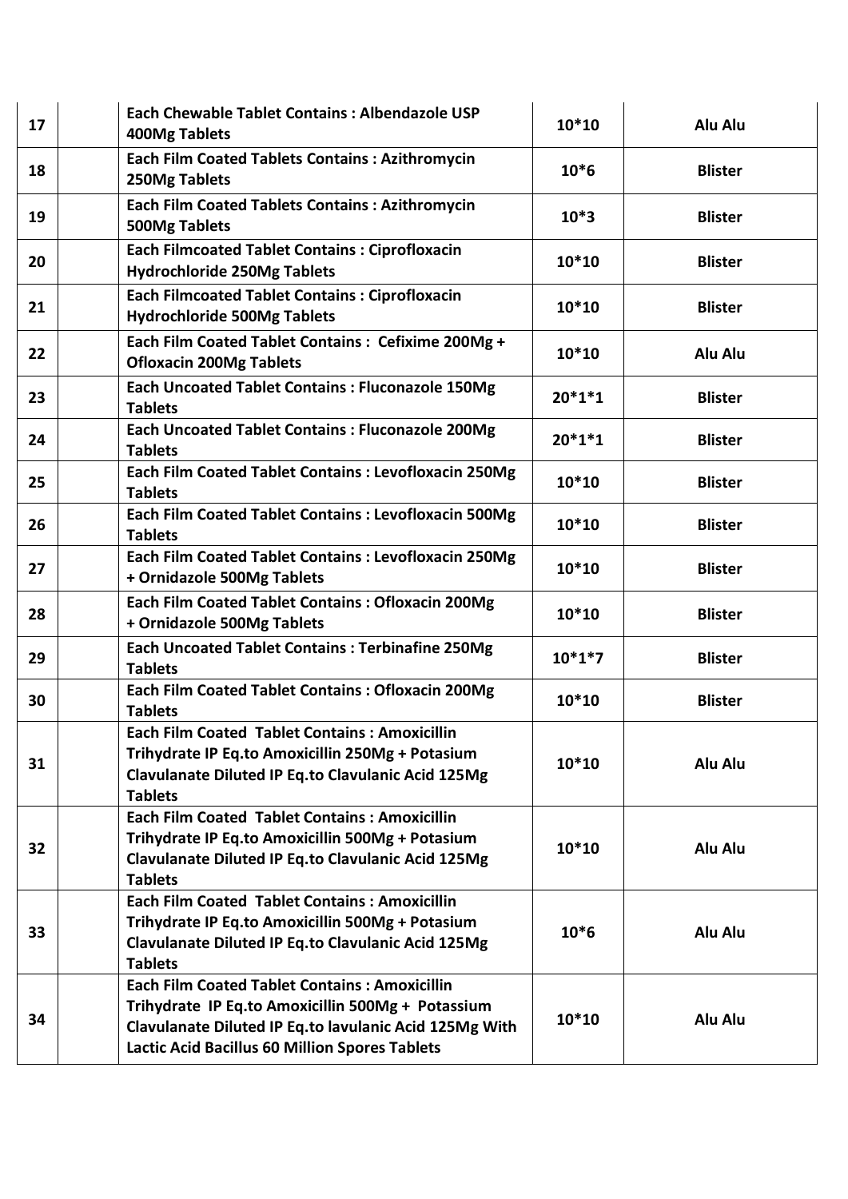| | | | | |
|---|---|---|---|---|
| 17 | | Each Chewable Tablet Contains : Albendazole USP 400Mg Tablets | 10*10 | Alu Alu |
| 18 | | Each Film Coated Tablets Contains : Azithromycin 250Mg Tablets | 10*6 | Blister |
| 19 | | Each Film Coated Tablets Contains : Azithromycin 500Mg Tablets | 10*3 | Blister |
| 20 | | Each Filmcoated Tablet Contains : Ciprofloxacin Hydrochloride 250Mg Tablets | 10*10 | Blister |
| 21 | | Each Filmcoated Tablet Contains : Ciprofloxacin Hydrochloride 500Mg Tablets | 10*10 | Blister |
| 22 | | Each Film Coated Tablet Contains : Cefixime 200Mg + Ofloxacin 200Mg Tablets | 10*10 | Alu Alu |
| 23 | | Each Uncoated Tablet Contains : Fluconazole 150Mg Tablets | 20*1*1 | Blister |
| 24 | | Each Uncoated Tablet Contains : Fluconazole 200Mg Tablets | 20*1*1 | Blister |
| 25 | | Each Film Coated Tablet Contains : Levofloxacin 250Mg Tablets | 10*10 | Blister |
| 26 | | Each Film Coated Tablet Contains : Levofloxacin 500Mg Tablets | 10*10 | Blister |
| 27 | | Each Film Coated Tablet Contains : Levofloxacin 250Mg + Ornidazole 500Mg Tablets | 10*10 | Blister |
| 28 | | Each Film Coated Tablet Contains : Ofloxacin 200Mg + Ornidazole 500Mg Tablets | 10*10 | Blister |
| 29 | | Each Uncoated Tablet Contains : Terbinafine 250Mg Tablets | 10*1*7 | Blister |
| 30 | | Each Film Coated Tablet Contains : Ofloxacin 200Mg Tablets | 10*10 | Blister |
| 31 | | Each Film Coated Tablet Contains : Amoxicillin Trihydrate IP Eq.to Amoxicillin 250Mg + Potasium Clavulanate Diluted IP Eq.to Clavulanic Acid 125Mg Tablets | 10*10 | Alu Alu |
| 32 | | Each Film Coated Tablet Contains : Amoxicillin Trihydrate IP Eq.to Amoxicillin 500Mg + Potasium Clavulanate Diluted IP Eq.to Clavulanic Acid 125Mg Tablets | 10*10 | Alu Alu |
| 33 | | Each Film Coated Tablet Contains : Amoxicillin Trihydrate IP Eq.to Amoxicillin 500Mg + Potasium Clavulanate Diluted IP Eq.to Clavulanic Acid 125Mg Tablets | 10*6 | Alu Alu |
| 34 | | Each Film Coated Tablet Contains : Amoxicillin Trihydrate IP Eq.to Amoxicillin 500Mg + Potassium Clavulanate Diluted IP Eq.to lavulanic Acid 125Mg With Lactic Acid Bacillus 60 Million Spores Tablets | 10*10 | Alu Alu |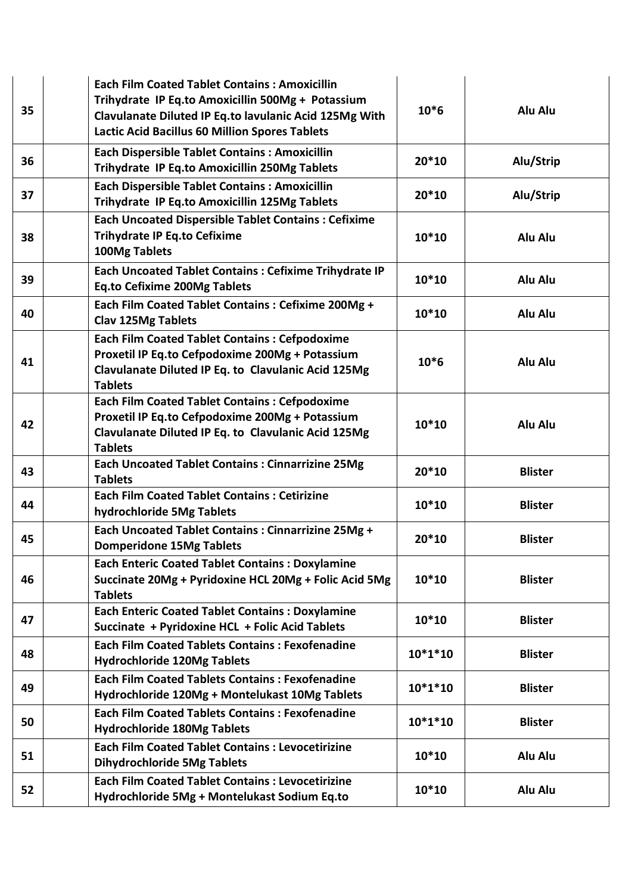| | | | | |
|---|---|---|---|---|
| 35 | | **Each Film Coated Tablet Contains : Amoxicillin Trihydrate IP Eq.to Amoxicillin 500Mg + Potassium Clavulanate Diluted IP Eq.to lavulanic Acid 125Mg With Lactic Acid Bacillus 60 Million Spores Tablets** | **10*6** | **Alu Alu** |
| 36 | | **Each Dispersible Tablet Contains : Amoxicillin Trihydrate IP Eq.to Amoxicillin 250Mg Tablets** | **20*10** | **Alu/Strip** |
| 37 | | **Each Dispersible Tablet Contains : Amoxicillin Trihydrate IP Eq.to Amoxicillin 125Mg Tablets** | **20*10** | **Alu/Strip** |
| 38 | | **Each Uncoated Dispersible Tablet Contains : Cefixime Trihydrate IP Eq.to Cefixime 100Mg Tablets** | **10*10** | **Alu Alu** |
| 39 | | **Each Uncoated Tablet Contains : Cefixime Trihydrate IP Eq.to Cefixime 200Mg Tablets** | **10*10** | **Alu Alu** |
| 40 | | **Each Film Coated Tablet Contains : Cefixime 200Mg + Clav 125Mg Tablets** | **10*10** | **Alu Alu** |
| 41 | | **Each Film Coated Tablet Contains : Cefpodoxime Proxetil IP Eq.to Cefpodoxime 200Mg + Potassium Clavulanate Diluted IP Eq. to Clavulanic Acid 125Mg Tablets** | **10*6** | **Alu Alu** |
| 42 | | **Each Film Coated Tablet Contains : Cefpodoxime Proxetil IP Eq.to Cefpodoxime 200Mg + Potassium Clavulanate Diluted IP Eq. to Clavulanic Acid 125Mg Tablets** | **10*10** | **Alu Alu** |
| 43 | | **Each Uncoated Tablet Contains : Cinnarrizine 25Mg Tablets** | **20*10** | **Blister** |
| 44 | | **Each Film Coated Tablet Contains : Cetirizine hydrochloride 5Mg Tablets** | **10*10** | **Blister** |
| 45 | | **Each Uncoated Tablet Contains : Cinnarrizine 25Mg + Domperidone 15Mg Tablets** | **20*10** | **Blister** |
| 46 | | **Each Enteric Coated Tablet Contains : Doxylamine Succinate 20Mg + Pyridoxine HCL 20Mg + Folic Acid 5Mg Tablets** | **10*10** | **Blister** |
| 47 | | **Each Enteric Coated Tablet Contains : Doxylamine Succinate + Pyridoxine HCL + Folic Acid Tablets** | **10*10** | **Blister** |
| 48 | | **Each Film Coated Tablets Contains : Fexofenadine Hydrochloride 120Mg Tablets** | **10*1*10** | **Blister** |
| 49 | | **Each Film Coated Tablets Contains : Fexofenadine Hydrochloride 120Mg + Montelukast 10Mg Tablets** | **10*1*10** | **Blister** |
| 50 | | **Each Film Coated Tablets Contains : Fexofenadine Hydrochloride 180Mg Tablets** | **10*1*10** | **Blister** |
| 51 | | **Each Film Coated Tablet Contains : Levocetirizine Dihydrochloride 5Mg Tablets** | **10*10** | **Alu Alu** |
| 52 | | **Each Film Coated Tablet Contains : Levocetirizine Hydrochloride 5Mg + Montelukast Sodium Eq.to** | **10*10** | **Alu Alu** |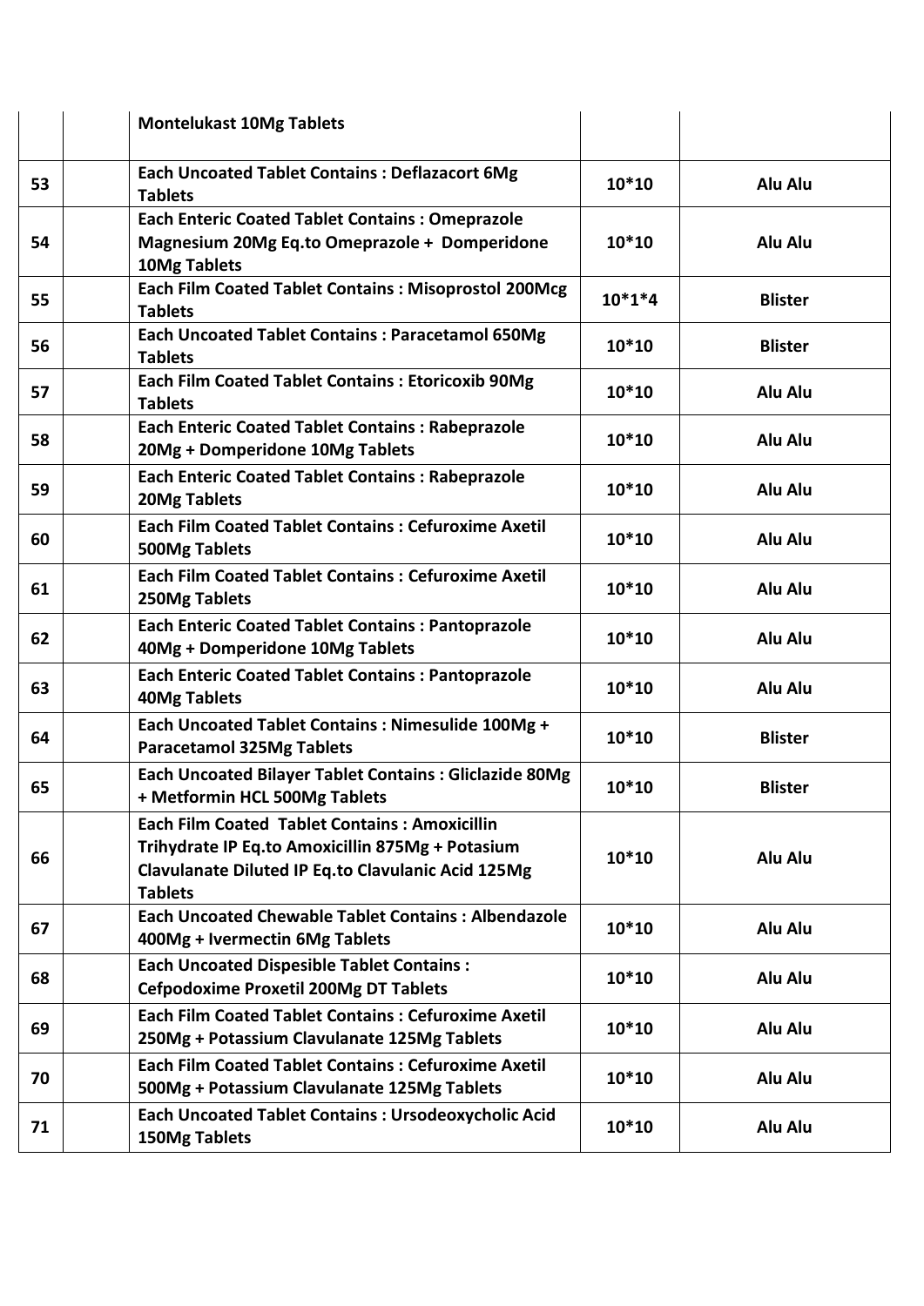|  |  |  |  |  |
|---|---|---|---|---|
|  |  | **Montelukast 10Mg Tablets** |  |  |
| **53** |  | **Each Uncoated Tablet Contains : Deflazacort 6Mg Tablets** | **10*10** | **Alu Alu** |
| **54** |  | **Each Enteric Coated Tablet Contains : Omeprazole Magnesium 20Mg Eq.to Omeprazole + Domperidone 10Mg Tablets** | **10*10** | **Alu Alu** |
| **55** |  | **Each Film Coated Tablet Contains : Misoprostol 200Mcg Tablets** | **10*1*4** | **Blister** |
| **56** |  | **Each Uncoated Tablet Contains : Paracetamol 650Mg Tablets** | **10*10** | **Blister** |
| **57** |  | **Each Film Coated Tablet Contains : Etoricoxib 90Mg Tablets** | **10*10** | **Alu Alu** |
| **58** |  | **Each Enteric Coated Tablet Contains : Rabeprazole 20Mg + Domperidone 10Mg Tablets** | **10*10** | **Alu Alu** |
| **59** |  | **Each Enteric Coated Tablet Contains : Rabeprazole 20Mg Tablets** | **10*10** | **Alu Alu** |
| **60** |  | **Each Film Coated Tablet Contains : Cefuroxime Axetil 500Mg Tablets** | **10*10** | **Alu Alu** |
| **61** |  | **Each Film Coated Tablet Contains : Cefuroxime Axetil 250Mg Tablets** | **10*10** | **Alu Alu** |
| **62** |  | **Each Enteric Coated Tablet Contains : Pantoprazole 40Mg + Domperidone 10Mg Tablets** | **10*10** | **Alu Alu** |
| **63** |  | **Each Enteric Coated Tablet Contains : Pantoprazole 40Mg Tablets** | **10*10** | **Alu Alu** |
| **64** |  | **Each Uncoated Tablet Contains : Nimesulide 100Mg + Paracetamol 325Mg Tablets** | **10*10** | **Blister** |
| **65** |  | **Each Uncoated Bilayer Tablet Contains : Gliclazide 80Mg + Metformin HCL 500Mg Tablets** | **10*10** | **Blister** |
| **66** |  | **Each Film Coated Tablet Contains : Amoxicillin Trihydrate IP Eq.to Amoxicillin 875Mg + Potasium Clavulanate Diluted IP Eq.to Clavulanic Acid 125Mg Tablets** | **10*10** | **Alu Alu** |
| **67** |  | **Each Uncoated Chewable Tablet Contains : Albendazole 400Mg + Ivermectin 6Mg Tablets** | **10*10** | **Alu Alu** |
| **68** |  | **Each Uncoated Dispesible Tablet Contains : Cefpodoxime Proxetil 200Mg DT Tablets** | **10*10** | **Alu Alu** |
| **69** |  | **Each Film Coated Tablet Contains : Cefuroxime Axetil 250Mg + Potassium Clavulanate 125Mg Tablets** | **10*10** | **Alu Alu** |
| **70** |  | **Each Film Coated Tablet Contains : Cefuroxime Axetil 500Mg + Potassium Clavulanate 125Mg Tablets** | **10*10** | **Alu Alu** |
| **71** |  | **Each Uncoated Tablet Contains : Ursodeoxycholic Acid 150Mg Tablets** | **10*10** | **Alu Alu** |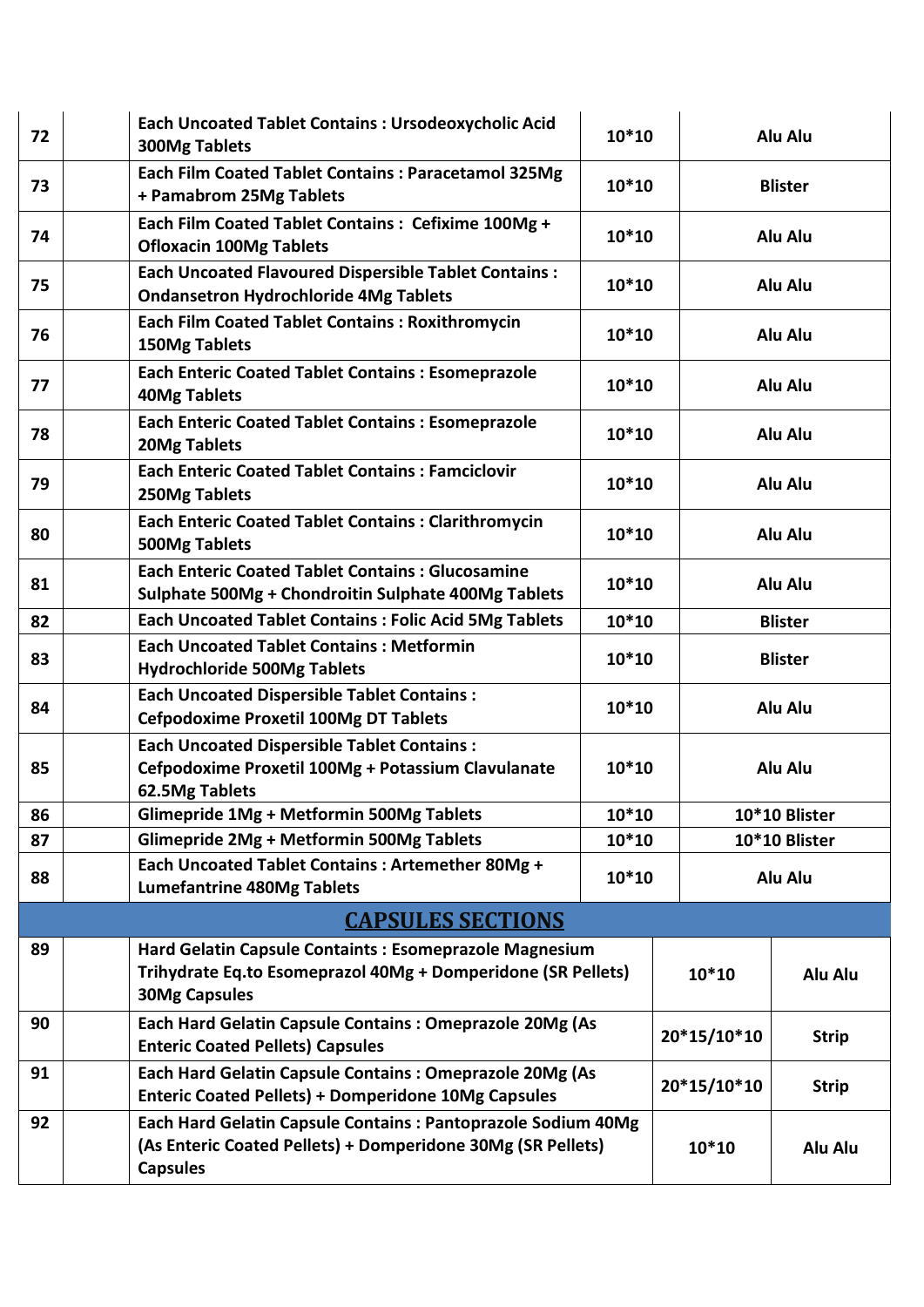| | | | | |
|---|---|---|---|---|
| 72 | | Each Uncoated Tablet Contains : Ursodeoxycholic Acid 300Mg Tablets | 10*10 | Alu Alu |
| 73 | | Each Film Coated Tablet Contains : Paracetamol 325Mg + Pamabrom 25Mg Tablets | 10*10 | Blister |
| 74 | | Each Film Coated Tablet Contains : Cefixime 100Mg + Ofloxacin 100Mg Tablets | 10*10 | Alu Alu |
| 75 | | Each Uncoated Flavoured Dispersible Tablet Contains : Ondansetron Hydrochloride 4Mg Tablets | 10*10 | Alu Alu |
| 76 | | Each Film Coated Tablet Contains : Roxithromycin 150Mg Tablets | 10*10 | Alu Alu |
| 77 | | Each Enteric Coated Tablet Contains : Esomeprazole 40Mg Tablets | 10*10 | Alu Alu |
| 78 | | Each Enteric Coated Tablet Contains : Esomeprazole 20Mg Tablets | 10*10 | Alu Alu |
| 79 | | Each Enteric Coated Tablet Contains : Famciclovir 250Mg Tablets | 10*10 | Alu Alu |
| 80 | | Each Enteric Coated Tablet Contains : Clarithromycin 500Mg Tablets | 10*10 | Alu Alu |
| 81 | | Each Enteric Coated Tablet Contains : Glucosamine Sulphate 500Mg + Chondroitin Sulphate 400Mg Tablets | 10*10 | Alu Alu |
| 82 | | Each Uncoated Tablet Contains : Folic Acid 5Mg Tablets | 10*10 | Blister |
| 83 | | Each Uncoated Tablet Contains : Metformin Hydrochloride 500Mg Tablets | 10*10 | Blister |
| 84 | | Each Uncoated Dispersible Tablet Contains : Cefpodoxime Proxetil 100Mg DT Tablets | 10*10 | Alu Alu |
| 85 | | Each Uncoated Dispersible Tablet Contains : Cefpodoxime Proxetil 100Mg + Potassium Clavulanate 62.5Mg Tablets | 10*10 | Alu Alu |
| 86 | | Glimepride 1Mg + Metformin 500Mg Tablets | 10*10 | 10*10 Blister |
| 87 | | Glimepride 2Mg + Metformin 500Mg Tablets | 10*10 | 10*10 Blister |
| 88 | | Each Uncoated Tablet Contains : Artemether 80Mg + Lumefantrine 480Mg Tablets | 10*10 | Alu Alu |

## CAPSULES SECTIONS

| | | | | |
|---|---|---|---|---|
| 89 | | Hard Gelatin Capsule Contaínts : Esomeprazole Magnesium Trihydrate Eq.to Esomeprazol 40Mg + Domperidone (SR Pellets) 30Mg Capsules | 10*10 | Alu Alu |
| 90 | | Each Hard Gelatin Capsule Contains : Omeprazole 20Mg (As Enteric Coated Pellets) Capsules | 20*15/10*10 | Strip |
| 91 | | Each Hard Gelatin Capsule Contains : Omeprazole 20Mg (As Enteric Coated Pellets) + Domperidone 10Mg Capsules | 20*15/10*10 | Strip |
| 92 | | Each Hard Gelatin Capsule Contains : Pantoprazole Sodium 40Mg (As Enteric Coated Pellets) + Domperidone 30Mg (SR Pellets) Capsules | 10*10 | Alu Alu |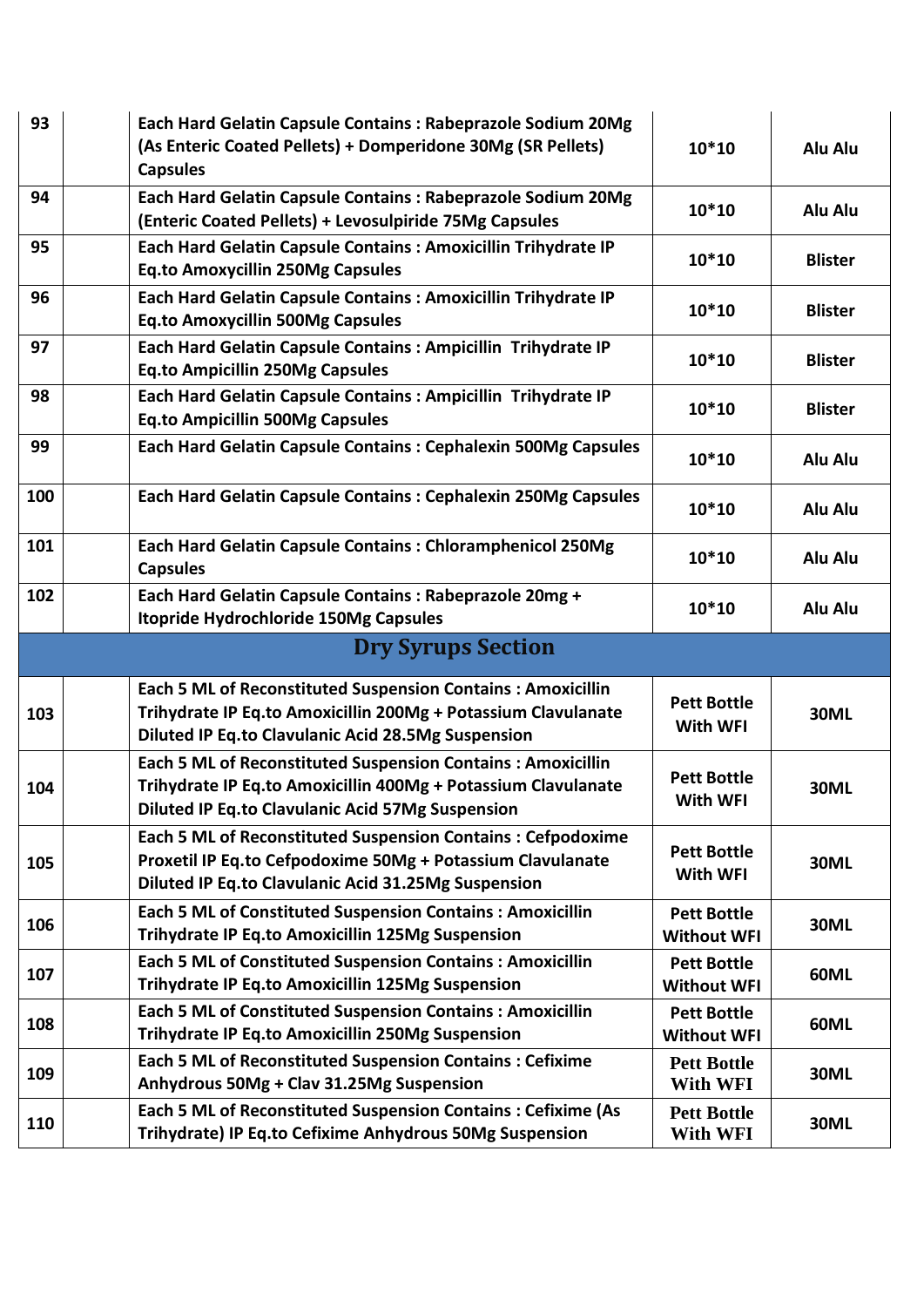| 93 | | Each Hard Gelatin Capsule Contains : Rabeprazole Sodium 20Mg (As Enteric Coated Pellets) + Domperidone 30Mg (SR Pellets) Capsules | 10*10 | Alu Alu |
|---|---|---|---|---|
| 94 | | Each Hard Gelatin Capsule Contains : Rabeprazole Sodium 20Mg (Enteric Coated Pellets) + Levosulpiride 75Mg Capsules | 10*10 | Alu Alu |
| 95 | | Each Hard Gelatin Capsule Contains : Amoxicillin Trihydrate IP Eq.to Amoxycillin 250Mg Capsules | 10*10 | Blister |
| 96 | | Each Hard Gelatin Capsule Contains : Amoxicillin Trihydrate IP Eq.to Amoxycillin 500Mg Capsules | 10*10 | Blister |
| 97 | | Each Hard Gelatin Capsule Contains : Ampicillin Trihydrate IP Eq.to Ampicillin 250Mg Capsules | 10*10 | Blister |
| 98 | | Each Hard Gelatin Capsule Contains : Ampicillin Trihydrate IP Eq.to Ampicillin 500Mg Capsules | 10*10 | Blister |
| 99 | | Each Hard Gelatin Capsule Contains : Cephalexin 500Mg Capsules | 10*10 | Alu Alu |
| 100 | | Each Hard Gelatin Capsule Contains : Cephalexin 250Mg Capsules | 10*10 | Alu Alu |
| 101 | | Each Hard Gelatin Capsule Contains : Chloramphenicol 250Mg Capsules | 10*10 | Alu Alu |
| 102 | | Each Hard Gelatin Capsule Contains : Rabeprazole 20mg + Itopride Hydrochloride 150Mg Capsules | 10*10 | Alu Alu |
| **Dry Syrups Section** | | | | |
| 103 | | Each 5 ML of Reconstituted Suspension Contains : Amoxicillin Trihydrate IP Eq.to Amoxicillin 200Mg + Potassium Clavulanate Diluted IP Eq.to Clavulanic Acid 28.5Mg Suspension | Pett Bottle With WFI | 30ML |
| 104 | | Each 5 ML of Reconstituted Suspension Contains : Amoxicillin Trihydrate IP Eq.to Amoxicillin 400Mg + Potassium Clavulanate Diluted IP Eq.to Clavulanic Acid 57Mg Suspension | Pett Bottle With WFI | 30ML |
| 105 | | Each 5 ML of Reconstituted Suspension Contains : Cefpodoxime Proxetil IP Eq.to Cefpodoxime 50Mg + Potassium Clavulanate Diluted IP Eq.to Clavulanic Acid 31.25Mg Suspension | Pett Bottle With WFI | 30ML |
| 106 | | Each 5 ML of Constituted Suspension Contains : Amoxicillin Trihydrate IP Eq.to Amoxicillin 125Mg Suspension | Pett Bottle Without WFI | 30ML |
| 107 | | Each 5 ML of Constituted Suspension Contains : Amoxicillin Trihydrate IP Eq.to Amoxicillin 125Mg Suspension | Pett Bottle Without WFI | 60ML |
| 108 | | Each 5 ML of Constituted Suspension Contains : Amoxicillin Trihydrate IP Eq.to Amoxicillin 250Mg Suspension | Pett Bottle Without WFI | 60ML |
| 109 | | Each 5 ML of Reconstituted Suspension Contains : Cefixime Anhydrous 50Mg + Clav 31.25Mg Suspension | Pett Bottle With WFI | 30ML |
| 110 | | Each 5 ML of Reconstituted Suspension Contains : Cefixime (As Trihydrate) IP Eq.to Cefixime Anhydrous 50Mg Suspension | Pett Bottle With WFI | 30ML |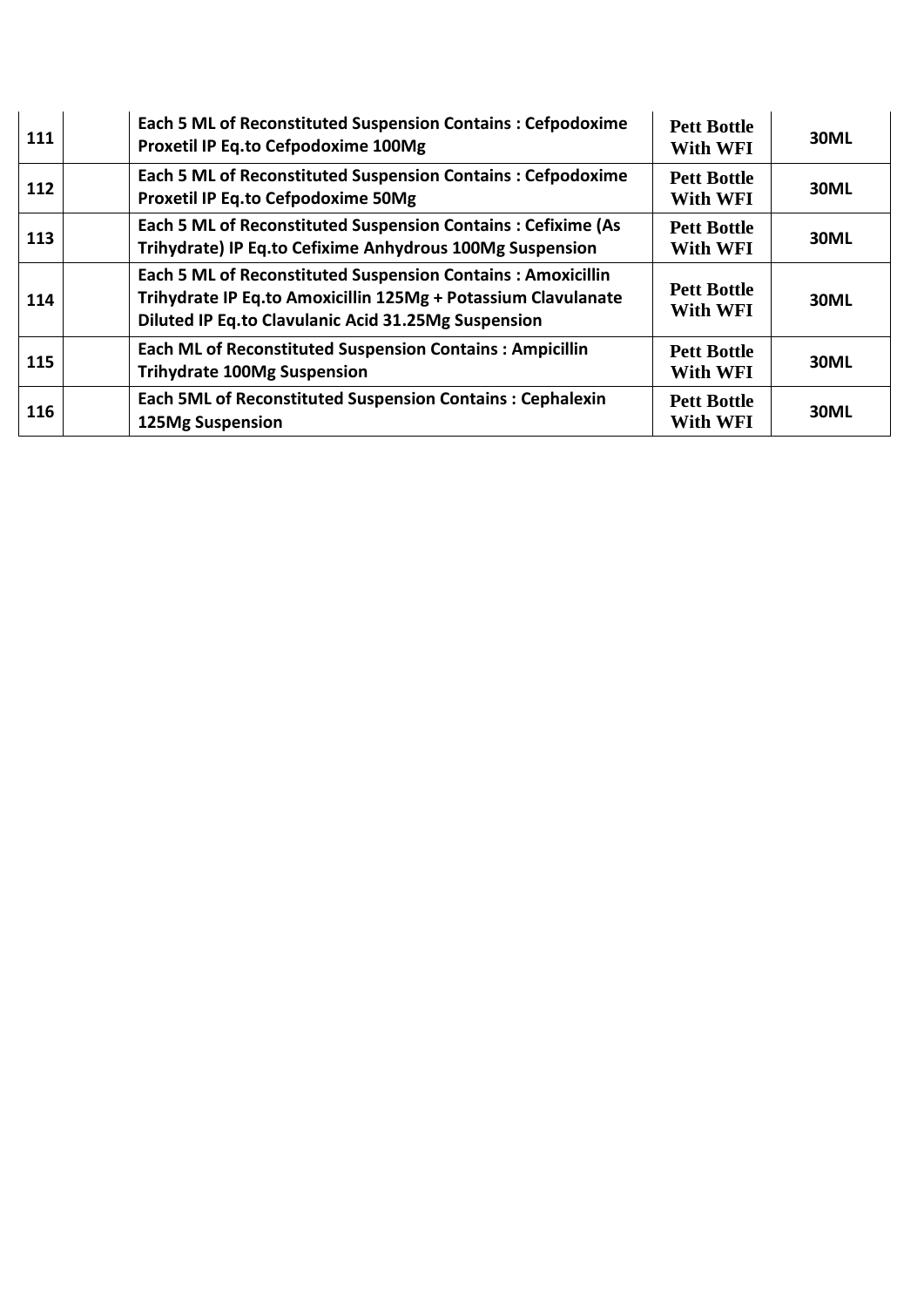| | | | | |
|---|---|---|---|---|
| 111 | | Each 5 ML of Reconstituted Suspension Contains : Cefpodoxime Proxetil IP Eq.to Cefpodoxime 100Mg | Pett Bottle With WFI | 30ML |
| 112 | | Each 5 ML of Reconstituted Suspension Contains : Cefpodoxime Proxetil IP Eq.to Cefpodoxime 50Mg | Pett Bottle With WFI | 30ML |
| 113 | | Each 5 ML of Reconstituted Suspension Contains : Cefixime (As Trihydrate) IP Eq.to Cefixime Anhydrous 100Mg Suspension | Pett Bottle With WFI | 30ML |
| 114 | | Each 5 ML of Reconstituted Suspension Contains : Amoxicillin Trihydrate IP Eq.to Amoxicillin 125Mg + Potassium Clavulanate Diluted IP Eq.to Clavulanic Acid 31.25Mg Suspension | Pett Bottle With WFI | 30ML |
| 115 | | Each ML of Reconstituted Suspension Contains : Ampicillin Trihydrate 100Mg Suspension | Pett Bottle With WFI | 30ML |
| 116 | | Each 5ML of Reconstituted Suspension Contains : Cephalexin 125Mg Suspension | Pett Bottle With WFI | 30ML |